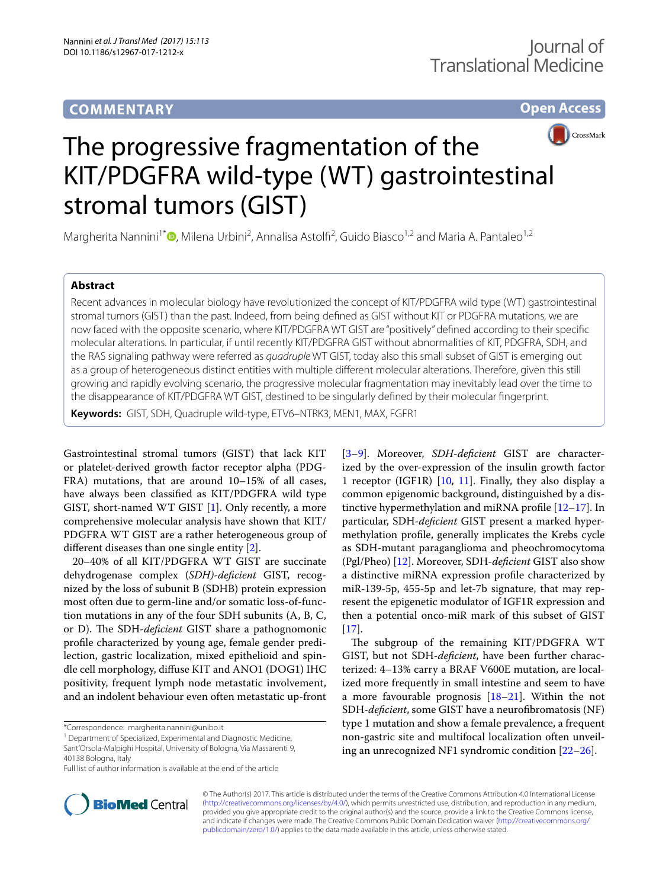COMMENTARY

Open Access

# The progressive fragmentation of the KIT/PDGFRA wild-type (WT) gastrointestinal stromal tumors (GIST)

Margherita Nannini[1*], Milena Urbini[2], Annalisa Astolfi[2], Guido Biasco[1,2] and Maria A. Pantaleo[1,2]

## Abstract

Recent advances in molecular biology have revolutionized the concept of KIT/PDGFRA wild type (WT) gastrointestinal stromal tumors (GIST) than the past. Indeed, from being defined as GIST without KIT or PDGFRA mutations, we are now faced with the opposite scenario, where KIT/PDGFRA WT GIST are "positively" defined according to their specific molecular alterations. In particular, if until recently KIT/PDGFRA GIST without abnormalities of KIT, PDGFRA, SDH, and the RAS signaling pathway were referred as *quadruple* WT GIST, today also this small subset of GIST is emerging out as a group of heterogeneous distinct entities with multiple different molecular alterations. Therefore, given this still growing and rapidly evolving scenario, the progressive molecular fragmentation may inevitably lead over the time to the disappearance of KIT/PDGFRA WT GIST, destined to be singularly defined by their molecular fingerprint.

**Keywords:** GIST, SDH, Quadruple wild-type, ETV6–NTRK3, MEN1, MAX, FGFR1

Gastrointestinal stromal tumors (GIST) that lack KIT or platelet-derived growth factor receptor alpha (PDGFRA) mutations, that are around 10–15% of all cases, have always been classified as KIT/PDGFRA wild type GIST, short-named WT GIST [1]. Only recently, a more comprehensive molecular analysis have shown that KIT/PDGFRA WT GIST are a rather heterogeneous group of different diseases than one single entity [2].

20–40% of all KIT/PDGFRA WT GIST are succinate dehydrogenase complex (*SDH)-deficient* GIST, recognized by the loss of subunit B (SDHB) protein expression most often due to germ-line and/or somatic loss-of-function mutations in any of the four SDH subunits (A, B, C, or D). The SDH-*deficient* GIST share a pathognomonic profile characterized by young age, female gender predilection, gastric localization, mixed epithelioid and spindle cell morphology, diffuse KIT and ANO1 (DOG1) IHC positivity, frequent lymph node metastatic involvement, and an indolent behaviour even often metastatic up-front [3–9]. Moreover, *SDH-deficient* GIST are characterized by the over-expression of the insulin growth factor 1 receptor (IGF1R) [10, 11]. Finally, they also display a common epigenomic background, distinguished by a distinctive hypermethylation and miRNA profile [12–17]. In particular, SDH-*deficient* GIST present a marked hypermethylation profile, generally implicates the Krebs cycle as SDH-mutant paraganglioma and pheochromocytoma (Pgl/Pheo) [12]. Moreover, SDH-*deficient* GIST also show a distinctive miRNA expression profile characterized by miR-139-5p, 455-5p and let-7b signature, that may represent the epigenetic modulator of IGF1R expression and then a potential onco-miR mark of this subset of GIST [17].

The subgroup of the remaining KIT/PDGFRA WT GIST, but not SDH-*deficient*, have been further characterized: 4–13% carry a BRAF V600E mutation, are localized more frequently in small intestine and seem to have a more favourable prognosis [18–21]. Within the not SDH-*deficient*, some GIST have a neurofibromatosis (NF) type 1 mutation and show a female prevalence, a frequent non-gastric site and multifocal localization often unveiling an unrecognized NF1 syndromic condition [22–26].

*Correspondence: margherita.nannini@unibo.it
[1] Department of Specialized, Experimental and Diagnostic Medicine, Sant'Orsola-Malpighi Hospital, University of Bologna, Via Massarenti 9, 40138 Bologna, Italy
Full list of author information is available at the end of the article

© The Author(s) 2017. This article is distributed under the terms of the Creative Commons Attribution 4.0 International License (http://creativecommons.org/licenses/by/4.0/), which permits unrestricted use, distribution, and reproduction in any medium, provided you give appropriate credit to the original author(s) and the source, provide a link to the Creative Commons license, and indicate if changes were made. The Creative Commons Public Domain Dedication waiver (http://creativecommons.org/publicdomain/zero/1.0/) applies to the data made available in this article, unless otherwise stated.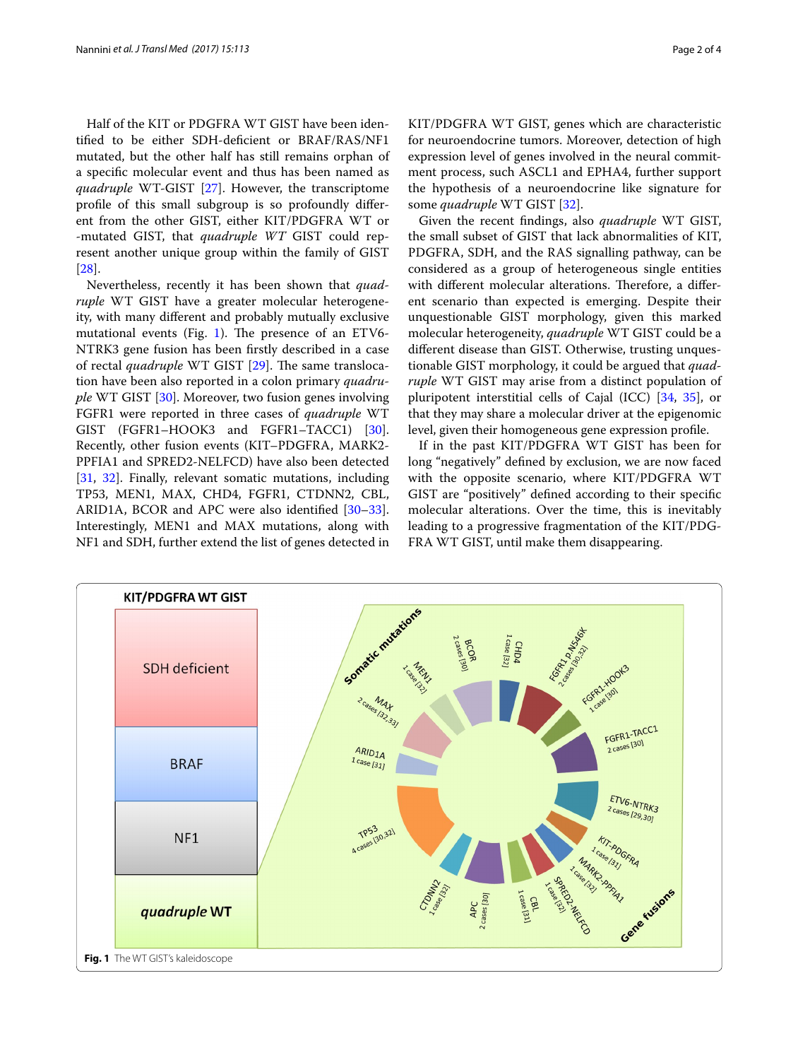Half of the KIT or PDGFRA WT GIST have been identified to be either SDH-deficient or BRAF/RAS/NF1 mutated, but the other half has still remains orphan of a specific molecular event and thus has been named as *quadruple* WT-GIST [27]. However, the transcriptome profile of this small subgroup is so profoundly different from the other GIST, either KIT/PDGFRA WT or -mutated GIST, that *quadruple WT* GIST could represent another unique group within the family of GIST [28].

Nevertheless, recently it has been shown that *quadruple* WT GIST have a greater molecular heterogeneity, with many different and probably mutually exclusive mutational events (Fig. 1). The presence of an ETV6-NTRK3 gene fusion has been firstly described in a case of rectal *quadruple* WT GIST [29]. The same translocation have been also reported in a colon primary *quadruple* WT GIST [30]. Moreover, two fusion genes involving FGFR1 were reported in three cases of *quadruple* WT GIST (FGFR1–HOOK3 and FGFR1–TACC1) [30]. Recently, other fusion events (KIT–PDGFRA, MARK2-PPFIA1 and SPRED2-NELFCD) have also been detected [31, 32]. Finally, relevant somatic mutations, including TP53, MEN1, MAX, CHD4, FGFR1, CTDNN2, CBL, ARID1A, BCOR and APC were also identified [30–33]. Interestingly, MEN1 and MAX mutations, along with NF1 and SDH, further extend the list of genes detected in KIT/PDGFRA WT GIST, genes which are characteristic for neuroendocrine tumors. Moreover, detection of high expression level of genes involved in the neural commitment process, such ASCL1 and EPHA4, further support the hypothesis of a neuroendocrine like signature for some *quadruple* WT GIST [32].

Given the recent findings, also *quadruple* WT GIST, the small subset of GIST that lack abnormalities of KIT, PDGFRA, SDH, and the RAS signalling pathway, can be considered as a group of heterogeneous single entities with different molecular alterations. Therefore, a different scenario than expected is emerging. Despite their unquestionable GIST morphology, given this marked molecular heterogeneity, *quadruple* WT GIST could be a different disease than GIST. Otherwise, trusting unquestionable GIST morphology, it could be argued that *quadruple* WT GIST may arise from a distinct population of pluripotent interstitial cells of Cajal (ICC) [34, 35], or that they may share a molecular driver at the epigenomic level, given their homogeneous gene expression profile.

If in the past KIT/PDGFRA WT GIST has been for long "negatively" defined by exclusion, we are now faced with the opposite scenario, where KIT/PDGFRA WT GIST are "positively" defined according to their specific molecular alterations. Over the time, this is inevitably leading to a progressive fragmentation of the KIT/PDGFRA WT GIST, until make them disappearing.

**Fig. 1** The WT GIST's kaleidoscope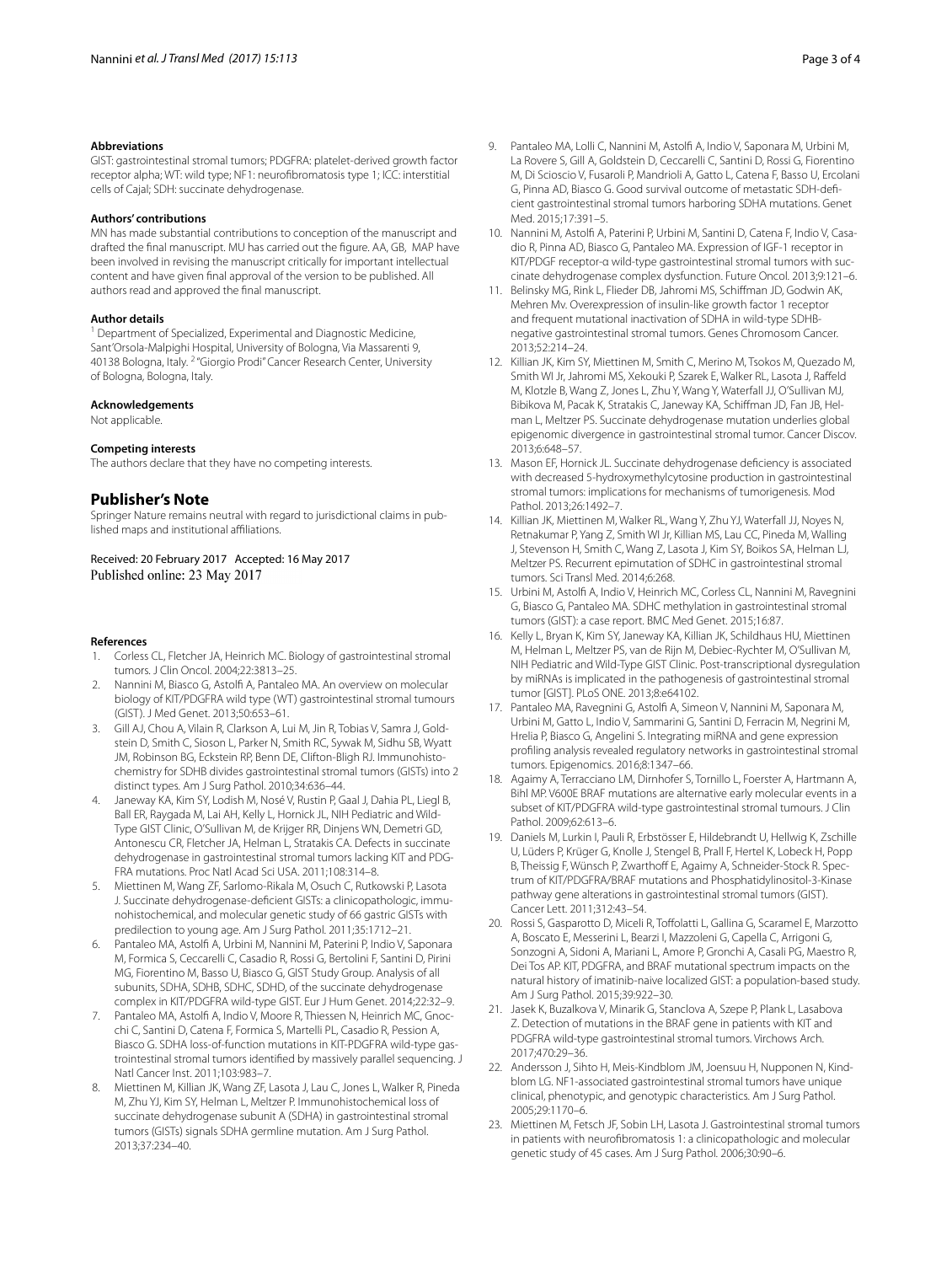### Abbreviations

GIST: gastrointestinal stromal tumors; PDGFRA: platelet-derived growth factor receptor alpha; WT: wild type; NF1: neurofibromatosis type 1; ICC: interstitial cells of Cajal; SDH: succinate dehydrogenase.

### Authors' contributions

MN has made substantial contributions to conception of the manuscript and drafted the final manuscript. MU has carried out the figure. AA, GB, MAP have been involved in revising the manuscript critically for important intellectual content and have given final approval of the version to be published. All authors read and approved the final manuscript.

### Author details

[1] Department of Specialized, Experimental and Diagnostic Medicine, Sant'Orsola-Malpighi Hospital, University of Bologna, Via Massarenti 9, 40138 Bologna, Italy. [2] "Giorgio Prodi" Cancer Research Center, University of Bologna, Bologna, Italy.

### Acknowledgements

Not applicable.

### Competing interests

The authors declare that they have no competing interests.

## Publisher's Note

Springer Nature remains neutral with regard to jurisdictional claims in published maps and institutional affiliations.

Received: 20 February 2017 Accepted: 16 May 2017
Published online: 23 May 2017

### References

1. Corless CL, Fletcher JA, Heinrich MC. Biology of gastrointestinal stromal tumors. J Clin Oncol. 2004;22:3813–25.
2. Nannini M, Biasco G, Astolfi A, Pantaleo MA. An overview on molecular biology of KIT/PDGFRA wild type (WT) gastrointestinal stromal tumours (GIST). J Med Genet. 2013;50:653–61.
3. Gill AJ, Chou A, Vilain R, Clarkson A, Lui M, Jin R, Tobias V, Samra J, Goldstein D, Smith C, Sioson L, Parker N, Smith RC, Sywak M, Sidhu SB, Wyatt JM, Robinson BG, Eckstein RP, Benn DE, Clifton-Bligh RJ. Immunohistochemistry for SDHB divides gastrointestinal stromal tumors (GISTs) into 2 distinct types. Am J Surg Pathol. 2010;34:636–44.
4. Janeway KA, Kim SY, Lodish M, Nosé V, Rustin P, Gaal J, Dahia PL, Liegl B, Ball ER, Raygada M, Lai AH, Kelly L, Hornick JL, NIH Pediatric and Wild-Type GIST Clinic, O'Sullivan M, de Krijger RR, Dinjens WN, Demetri GD, Antonescu CR, Fletcher JA, Helman L, Stratakis CA. Defects in succinate dehydrogenase in gastrointestinal stromal tumors lacking KIT and PDGFRA mutations. Proc Natl Acad Sci USA. 2011;108:314–8.
5. Miettinen M, Wang ZF, Sarlomo-Rikala M, Osuch C, Rutkowski P, Lasota J. Succinate dehydrogenase-deficient GISTs: a clinicopathologic, immunohistochemical, and molecular genetic study of 66 gastric GISTs with predilection to young age. Am J Surg Pathol. 2011;35:1712–21.
6. Pantaleo MA, Astolfi A, Urbini M, Nannini M, Paterini P, Indio V, Saponara M, Formica S, Ceccarelli C, Casadio R, Rossi G, Bertolini F, Santini D, Pirini MG, Fiorentino M, Basso U, Biasco G, GIST Study Group. Analysis of all subunits, SDHA, SDHB, SDHC, SDHD, of the succinate dehydrogenase complex in KIT/PDGFRA wild-type GIST. Eur J Hum Genet. 2014;22:32–9.
7. Pantaleo MA, Astolfi A, Indio V, Moore R, Thiessen N, Heinrich MC, Gnocchi C, Santini D, Catena F, Formica S, Martelli PL, Casadio R, Pession A, Biasco G. SDHA loss-of-function mutations in KIT-PDGFRA wild-type gastrointestinal stromal tumors identified by massively parallel sequencing. J Natl Cancer Inst. 2011;103:983–7.
8. Miettinen M, Killian JK, Wang ZF, Lasota J, Lau C, Jones L, Walker R, Pineda M, Zhu YJ, Kim SY, Helman L, Meltzer P. Immunohistochemical loss of succinate dehydrogenase subunit A (SDHA) in gastrointestinal stromal tumors (GISTs) signals SDHA germline mutation. Am J Surg Pathol. 2013;37:234–40.
9. Pantaleo MA, Lolli C, Nannini M, Astolfi A, Indio V, Saponara M, Urbini M, La Rovere S, Gill A, Goldstein D, Ceccarelli C, Santini D, Rossi G, Fiorentino M, Di Scioscio V, Fusaroli P, Mandrioli A, Gatto L, Catena F, Basso U, Ercolani G, Pinna AD, Biasco G. Good survival outcome of metastatic SDH-deficient gastrointestinal stromal tumors harboring SDHA mutations. Genet Med. 2015;17:391–5.
10. Nannini M, Astolfi A, Paterini P, Urbini M, Santini D, Catena F, Indio V, Casadio R, Pinna AD, Biasco G, Pantaleo MA. Expression of IGF-1 receptor in KIT/PDGF receptor-α wild-type gastrointestinal stromal tumors with succinate dehydrogenase complex dysfunction. Future Oncol. 2013;9:121–6.
11. Belinsky MG, Rink L, Flieder DB, Jahromi MS, Schiffman JD, Godwin AK, Mehren Mv. Overexpression of insulin-like growth factor 1 receptor and frequent mutational inactivation of SDHA in wild-type SDHB-negative gastrointestinal stromal tumors. Genes Chromosom Cancer. 2013;52:214–24.
12. Killian JK, Kim SY, Miettinen M, Smith C, Merino M, Tsokos M, Quezado M, Smith WI Jr, Jahromi MS, Xekouki P, Szarek E, Walker RL, Lasota J, Raffeld M, Klotzle B, Wang Z, Jones L, Zhu Y, Wang Y, Waterfall JJ, O'Sullivan MJ, Bibikova M, Pacak K, Stratakis C, Janeway KA, Schiffman JD, Fan JB, Helman L, Meltzer PS. Succinate dehydrogenase mutation underlies global epigenomic divergence in gastrointestinal stromal tumor. Cancer Discov. 2013;6:648–57.
13. Mason EF, Hornick JL. Succinate dehydrogenase deficiency is associated with decreased 5-hydroxymethylcytosine production in gastrointestinal stromal tumors: implications for mechanisms of tumorigenesis. Mod Pathol. 2013;26:1492–7.
14. Killian JK, Miettinen M, Walker RL, Wang Y, Zhu YJ, Waterfall JJ, Noyes N, Retnakumar P, Yang Z, Smith WI Jr, Killian MS, Lau CC, Pineda M, Walling J, Stevenson H, Smith C, Wang Z, Lasota J, Kim SY, Boikos SA, Helman LJ, Meltzer PS. Recurrent epimutation of SDHC in gastrointestinal stromal tumors. Sci Transl Med. 2014;6:268.
15. Urbini M, Astolfi A, Indio V, Heinrich MC, Corless CL, Nannini M, Ravegnini G, Biasco G, Pantaleo MA. SDHC methylation in gastrointestinal stromal tumors (GIST): a case report. BMC Med Genet. 2015;16:87.
16. Kelly L, Bryan K, Kim SY, Janeway KA, Killian JK, Schildhaus HU, Miettinen M, Helman L, Meltzer PS, van de Rijn M, Debiec-Rychter M, O'Sullivan M, NIH Pediatric and Wild-Type GIST Clinic. Post-transcriptional dysregulation by miRNAs is implicated in the pathogenesis of gastrointestinal stromal tumor [GIST]. PLoS ONE. 2013;8:e64102.
17. Pantaleo MA, Ravegnini G, Astolfi A, Simeon V, Nannini M, Saponara M, Urbini M, Gatto L, Indio V, Sammarini G, Santini D, Ferracin M, Negrini M, Hrelia P, Biasco G, Angelini S. Integrating miRNA and gene expression profiling analysis revealed regulatory networks in gastrointestinal stromal tumors. Epigenomics. 2016;8:1347–66.
18. Agaimy A, Terracciano LM, Dirnhofer S, Tornillo L, Foerster A, Hartmann A, Bihl MP. V600E BRAF mutations are alternative early molecular events in a subset of KIT/PDGFRA wild-type gastrointestinal stromal tumours. J Clin Pathol. 2009;62:613–6.
19. Daniels M, Lurkin I, Pauli R, Erbstösser E, Hildebrandt U, Hellwig K, Zschille U, Lüders P, Krüger G, Knolle J, Stengel B, Prall F, Hertel K, Lobeck H, Popp B, Theissig F, Wünsch P, Zwarthoff E, Agaimy A, Schneider-Stock R. Spectrum of KIT/PDGFRA/BRAF mutations and Phosphatidylinositol-3-Kinase pathway gene alterations in gastrointestinal stromal tumors (GIST). Cancer Lett. 2011;312:43–54.
20. Rossi S, Gasparotto D, Miceli R, Toffolatti L, Gallina G, Scaramel E, Marzotto A, Boscato E, Messerini L, Bearzi I, Mazzoleni G, Capella C, Arrigoni G, Sonzogni A, Sidoni A, Mariani L, Amore P, Gronchi A, Casali PG, Maestro R, Dei Tos AP. KIT, PDGFRA, and BRAF mutational spectrum impacts on the natural history of imatinib-naive localized GIST: a population-based study. Am J Surg Pathol. 2015;39:922–30.
21. Jasek K, Buzalkova V, Minarik G, Stanclova A, Szepe P, Plank L, Lasabova Z. Detection of mutations in the BRAF gene in patients with KIT and PDGFRA wild-type gastrointestinal stromal tumors. Virchows Arch. 2017;470:29–36.
22. Andersson J, Sihto H, Meis-Kindblom JM, Joensuu H, Nupponen N, Kindblom LG. NF1-associated gastrointestinal stromal tumors have unique clinical, phenotypic, and genotypic characteristics. Am J Surg Pathol. 2005;29:1170–6.
23. Miettinen M, Fetsch JF, Sobin LH, Lasota J. Gastrointestinal stromal tumors in patients with neurofibromatosis 1: a clinicopathologic and molecular genetic study of 45 cases. Am J Surg Pathol. 2006;30:90–6.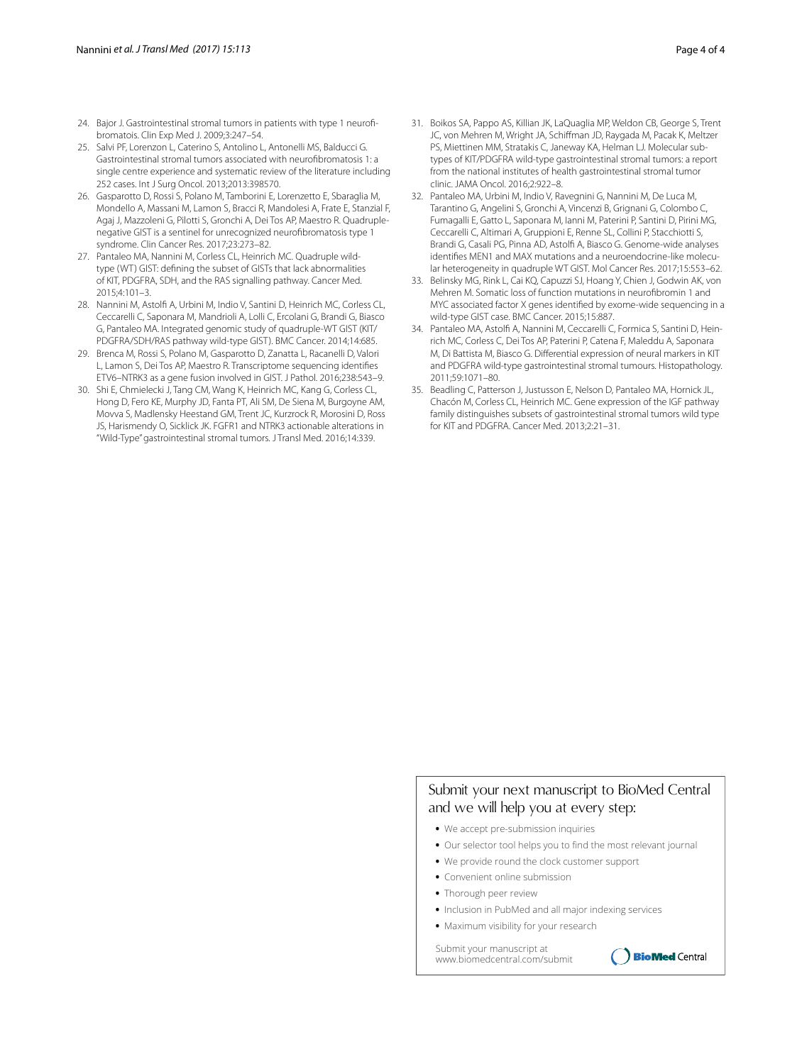24. Bajor J. Gastrointestinal stromal tumors in patients with type 1 neurofibromatois. Clin Exp Med J. 2009;3:247–54.
25. Salvi PF, Lorenzon L, Caterino S, Antolino L, Antonelli MS, Balducci G. Gastrointestinal stromal tumors associated with neurofibromatosis 1: a single centre experience and systematic review of the literature including 252 cases. Int J Surg Oncol. 2013;2013:398570.
26. Gasparotto D, Rossi S, Polano M, Tamborini E, Lorenzetto E, Sbaraglia M, Mondello A, Massani M, Lamon S, Bracci R, Mandolesi A, Frate E, Stanzial F, Agaj J, Mazzoleni G, Pilotti S, Gronchi A, Dei Tos AP, Maestro R. Quadruple-negative GIST is a sentinel for unrecognized neurofibromatosis type 1 syndrome. Clin Cancer Res. 2017;23:273–82.
27. Pantaleo MA, Nannini M, Corless CL, Heinrich MC. Quadruple wild-type (WT) GIST: defining the subset of GISTs that lack abnormalities of KIT, PDGFRA, SDH, and the RAS signalling pathway. Cancer Med. 2015;4:101–3.
28. Nannini M, Astolfi A, Urbini M, Indio V, Santini D, Heinrich MC, Corless CL, Ceccarelli C, Saponara M, Mandrioli A, Lolli C, Ercolani G, Brandi G, Biasco G, Pantaleo MA. Integrated genomic study of quadruple-WT GIST (KIT/PDGFRA/SDH/RAS pathway wild-type GIST). BMC Cancer. 2014;14:685.
29. Brenca M, Rossi S, Polano M, Gasparotto D, Zanatta L, Racanelli D, Valori L, Lamon S, Dei Tos AP, Maestro R. Transcriptome sequencing identifies ETV6–NTRK3 as a gene fusion involved in GIST. J Pathol. 2016;238:543–9.
30. Shi E, Chmielecki J, Tang CM, Wang K, Heinrich MC, Kang G, Corless CL, Hong D, Fero KE, Murphy JD, Fanta PT, Ali SM, De Siena M, Burgoyne AM, Movva S, Madlensky Heestand GM, Trent JC, Kurzrock R, Morosini D, Ross JS, Harismendy O, Sicklick JK. FGFR1 and NTRK3 actionable alterations in "Wild-Type" gastrointestinal stromal tumors. J Transl Med. 2016;14:339.
31. Boikos SA, Pappo AS, Killian JK, LaQuaglia MP, Weldon CB, George S, Trent JC, von Mehren M, Wright JA, Schiffman JD, Raygada M, Pacak K, Meltzer PS, Miettinen MM, Stratakis C, Janeway KA, Helman LJ. Molecular subtypes of KIT/PDGFRA wild-type gastrointestinal stromal tumors: a report from the national institutes of health gastrointestinal stromal tumor clinic. JAMA Oncol. 2016;2:922–8.
32. Pantaleo MA, Urbini M, Indio V, Ravegnini G, Nannini M, De Luca M, Tarantino G, Angelini S, Gronchi A, Vincenzi B, Grignani G, Colombo C, Fumagalli E, Gatto L, Saponara M, Ianni M, Paterini P, Santini D, Pirini MG, Ceccarelli C, Altimari A, Gruppioni E, Renne SL, Collini P, Stacchiotti S, Brandi G, Casali PG, Pinna AD, Astolfi A, Biasco G. Genome-wide analyses identifies MEN1 and MAX mutations and a neuroendocrine-like molecular heterogeneity in quadruple WT GIST. Mol Cancer Res. 2017;15:553–62.
33. Belinsky MG, Rink L, Cai KQ, Capuzzi SJ, Hoang Y, Chien J, Godwin AK, von Mehren M. Somatic loss of function mutations in neurofibromin 1 and MYC associated factor X genes identified by exome-wide sequencing in a wild-type GIST case. BMC Cancer. 2015;15:887.
34. Pantaleo MA, Astolfi A, Nannini M, Ceccarelli C, Formica S, Santini D, Heinrich MC, Corless C, Dei Tos AP, Paterini P, Catena F, Maleddu A, Saponara M, Di Battista M, Biasco G. Differential expression of neural markers in KIT and PDGFRA wild-type gastrointestinal stromal tumours. Histopathology. 2011;59:1071–80.
35. Beadling C, Patterson J, Justusson E, Nelson D, Pantaleo MA, Hornick JL, Chacón M, Corless CL, Heinrich MC. Gene expression of the IGF pathway family distinguishes subsets of gastrointestinal stromal tumors wild type for KIT and PDGFRA. Cancer Med. 2013;2:21–31.

Submit your next manuscript to BioMed Central and we will help you at every step:

- We accept pre-submission inquiries
- Our selector tool helps you to find the most relevant journal
- We provide round the clock customer support
- Convenient online submission
- Thorough peer review
- Inclusion in PubMed and all major indexing services
- Maximum visibility for your research

Submit your manuscript at
www.biomedcentral.com/submit

BioMed Central